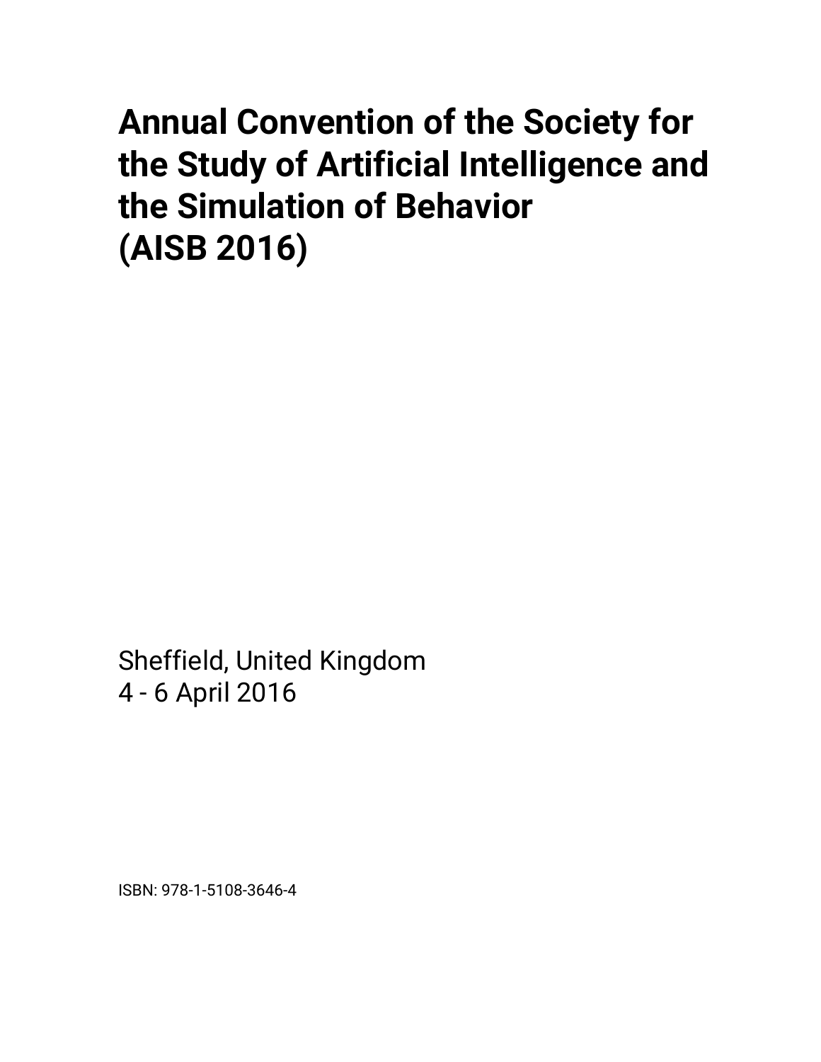# Annual Convention of the Society for the Study of Artificial Intelligence and the Simulation of Behavior (AISB 2016)

Sheffield, United Kingdom
4 - 6 April 2016

ISBN: 978-1-5108-3646-4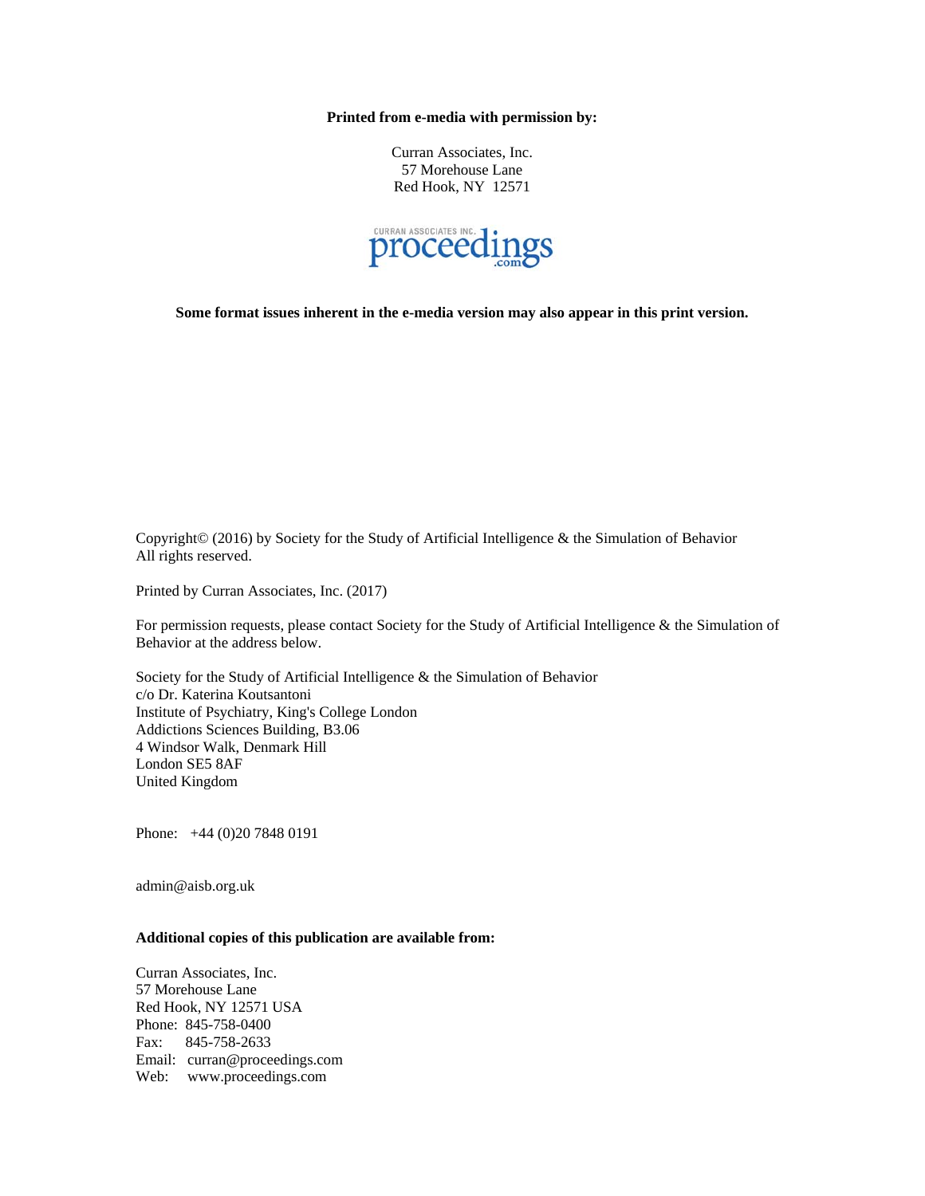**Printed from e-media with permission by:**

Curran Associates, Inc.
57 Morehouse Lane
Red Hook, NY 12571

**Some format issues inherent in the e-media version may also appear in this print version.**

Copyright© (2016) by Society for the Study of Artificial Intelligence & the Simulation of Behavior
All rights reserved.

Printed by Curran Associates, Inc. (2017)

For permission requests, please contact Society for the Study of Artificial Intelligence & the Simulation of Behavior at the address below.

Society for the Study of Artificial Intelligence & the Simulation of Behavior
c/o Dr. Katerina Koutsantoni
Institute of Psychiatry, King's College London
Addictions Sciences Building, B3.06
4 Windsor Walk, Denmark Hill
London SE5 8AF
United Kingdom

Phone: +44 (0)20 7848 0191

admin@aisb.org.uk

**Additional copies of this publication are available from:**

Curran Associates, Inc.
57 Morehouse Lane
Red Hook, NY 12571 USA
Phone: 845-758-0400
Fax: 845-758-2633
Email: curran@proceedings.com
Web: www.proceedings.com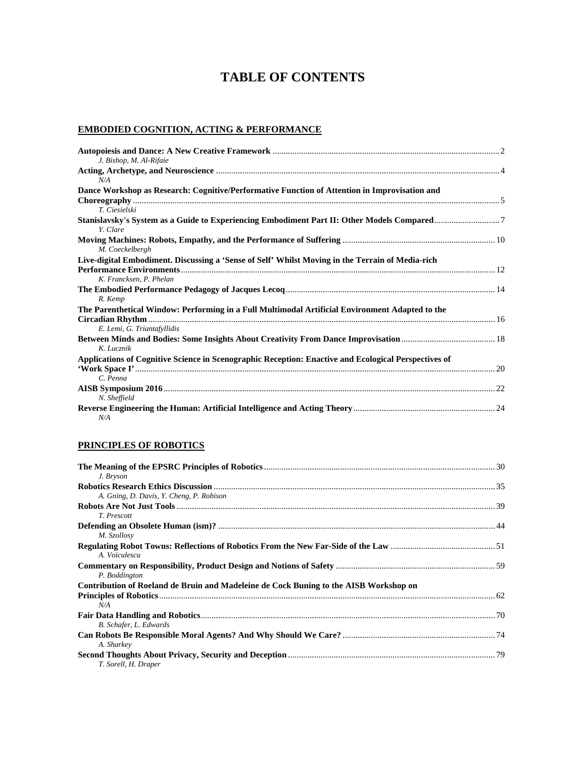# TABLE OF CONTENTS

## EMBODIED COGNITION, ACTING & PERFORMANCE

**Autopoiesis and Dance: A New Creative Framework** .......... 2
*J. Bishop, M. Al-Rifaie*

**Acting, Archetype, and Neuroscience** .......... 4
*N/A*

**Dance Workshop as Research: Cognitive/Performative Function of Attention in Improvisation and Choreography** .......... 5
*T. Ciesielski*

**Stanislavsky's System as a Guide to Experiencing Embodiment Part II: Other Models Compared** .......... 7
*Y. Clare*

**Moving Machines: Robots, Empathy, and the Performance of Suffering** .......... 10
*M. Coeckelbergh*

**Live-digital Embodiment. Discussing a 'Sense of Self' Whilst Moving in the Terrain of Media-rich Performance Environments** .......... 12
*K. Francksen, P. Phelan*

**The Embodied Performance Pedagogy of Jacques Lecoq** .......... 14
*R. Kemp*

**The Parenthetical Window: Performing in a Full Multimodal Artificial Environment Adapted to the Circadian Rhythm** .......... 16
*E. Lemi, G. Triantafyllidis*

**Between Minds and Bodies: Some Insights About Creativity From Dance Improvisation** .......... 18
*K. Lucznik*

**Applications of Cognitive Science in Scenographic Reception: Enactive and Ecological Perspectives of 'Work Space I'** .......... 20
*C. Penna*

**AISB Symposium 2016** .......... 22
*N. Sheffield*

**Reverse Engineering the Human: Artificial Intelligence and Acting Theory** .......... 24
*N/A*

## PRINCIPLES OF ROBOTICS

**The Meaning of the EPSRC Principles of Robotics** .......... 30
*J. Bryson*

**Robotics Research Ethics Discussion** .......... 35
*A. Gning, D. Davis, Y. Cheng, P. Robison*

**Robots Are Not Just Tools** .......... 39
*T. Prescott*

**Defending an Obsolete Human (ism)?** .......... 44
*M. Szollosy*

**Regulating Robot Towns: Reflections of Robotics From the New Far-Side of the Law** .......... 51
*A. Voiculescu*

**Commentary on Responsibility, Product Design and Notions of Safety** .......... 59
*P. Boddington*

**Contribution of Roeland de Bruin and Madeleine de Cock Buning to the AISB Workshop on Principles of Robotics** .......... 62
*N/A*

**Fair Data Handling and Robotics** .......... 70
*B. Schafer, L. Edwards*

**Can Robots Be Responsible Moral Agents? And Why Should We Care?** .......... 74
*A. Sharkey*

**Second Thoughts About Privacy, Security and Deception** .......... 79
*T. Sorell, H. Draper*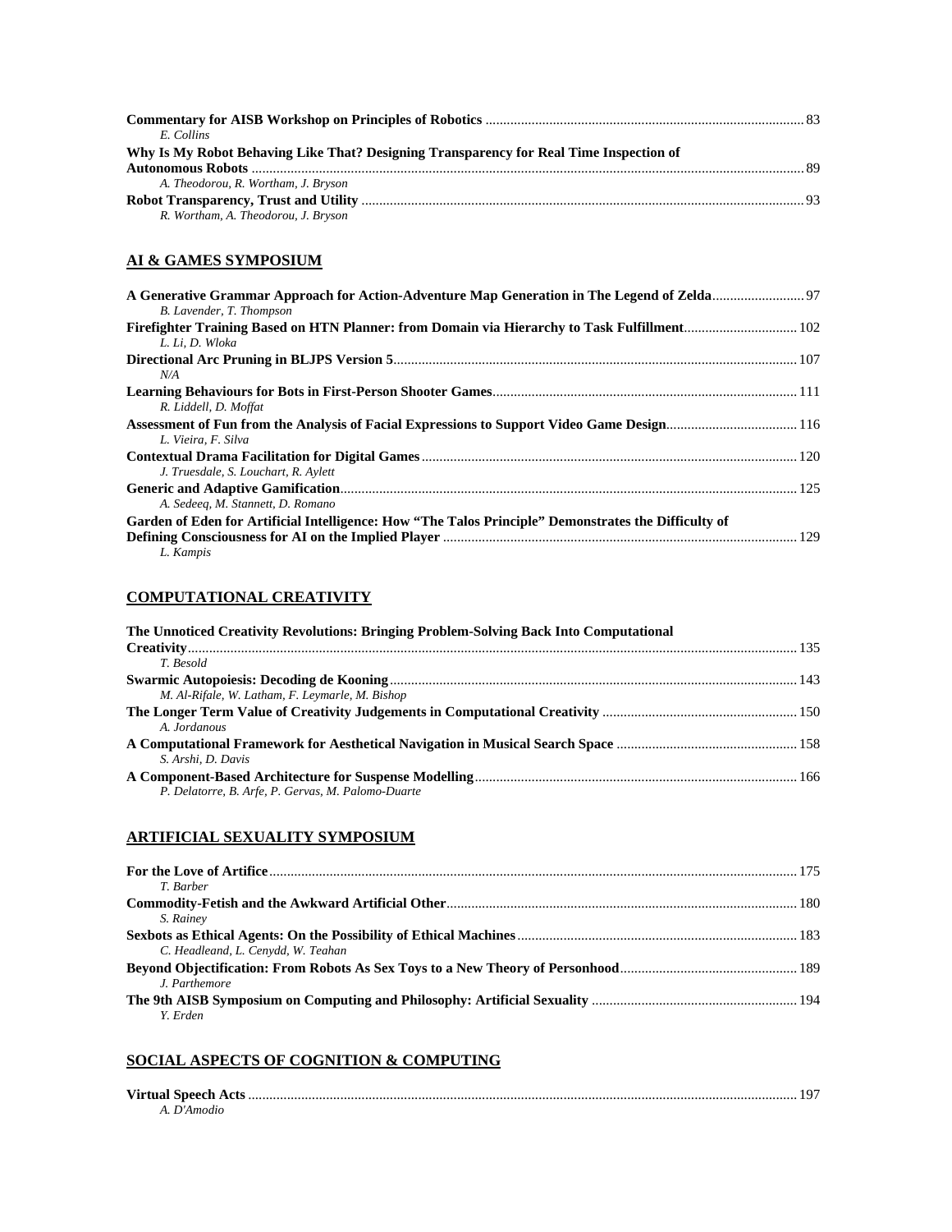**Commentary for AISB Workshop on Principles of Robotics** ........................................................................................... 83
*E. Collins*

**Why Is My Robot Behaving Like That? Designing Transparency for Real Time Inspection of Autonomous Robots** ........................................................................................... 89
*A. Theodorou, R. Wortham, J. Bryson*

**Robot Transparency, Trust and Utility** ........................................................................................... 93
*R. Wortham, A. Theodorou, J. Bryson*

## AI & GAMES SYMPOSIUM

**A Generative Grammar Approach for Action-Adventure Map Generation in The Legend of Zelda** .......................... 97
*B. Lavender, T. Thompson*

**Firefighter Training Based on HTN Planner: from Domain via Hierarchy to Task Fulfillment** ............................... 102
*L. Li, D. Wloka*

**Directional Arc Pruning in BLJPS Version 5** ........................................................................................... 107
*N/A*

**Learning Behaviours for Bots in First-Person Shooter Games** ........................................................................................... 111
*R. Liddell, D. Moffat*

**Assessment of Fun from the Analysis of Facial Expressions to Support Video Game Design** .................................... 116
*L. Vieira, F. Silva*

**Contextual Drama Facilitation for Digital Games** ........................................................................................... 120
*J. Truesdale, S. Louchart, R. Aylett*

**Generic and Adaptive Gamification** ........................................................................................... 125
*A. Sedeeq, M. Stannett, D. Romano*

**Garden of Eden for Artificial Intelligence: How "The Talos Principle" Demonstrates the Difficulty of Defining Consciousness for AI on the Implied Player** ........................................................................................... 129
*L. Kampis*

## COMPUTATIONAL CREATIVITY

**The Unnoticed Creativity Revolutions: Bringing Problem-Solving Back Into Computational Creativity** ........................................................................................... 135
*T. Besold*

**Swarmic Autopoiesis: Decoding de Kooning** ........................................................................................... 143
*M. Al-Rifale, W. Latham, F. Leymarle, M. Bishop*

**The Longer Term Value of Creativity Judgements in Computational Creativity** ........................................................................................... 150
*A. Jordanous*

**A Computational Framework for Aesthetical Navigation in Musical Search Space** ........................................................................................... 158
*S. Arshi, D. Davis*

**A Component-Based Architecture for Suspense Modelling** ........................................................................................... 166
*P. Delatorre, B. Arfe, P. Gervas, M. Palomo-Duarte*

## ARTIFICIAL SEXUALITY SYMPOSIUM

**For the Love of Artifice** ........................................................................................... 175
*T. Barber*

**Commodity-Fetish and the Awkward Artificial Other** ........................................................................................... 180
*S. Rainey*

**Sexbots as Ethical Agents: On the Possibility of Ethical Machines** ........................................................................................... 183
*C. Headleand, L. Cenydd, W. Teahan*

**Beyond Objectification: From Robots As Sex Toys to a New Theory of Personhood** ........................................................................................... 189
*J. Parthemore*

**The 9th AISB Symposium on Computing and Philosophy: Artificial Sexuality** ........................................................................................... 194
*Y. Erden*

## SOCIAL ASPECTS OF COGNITION & COMPUTING

**Virtual Speech Acts** ........................................................................................... 197
*A. D'Amodio*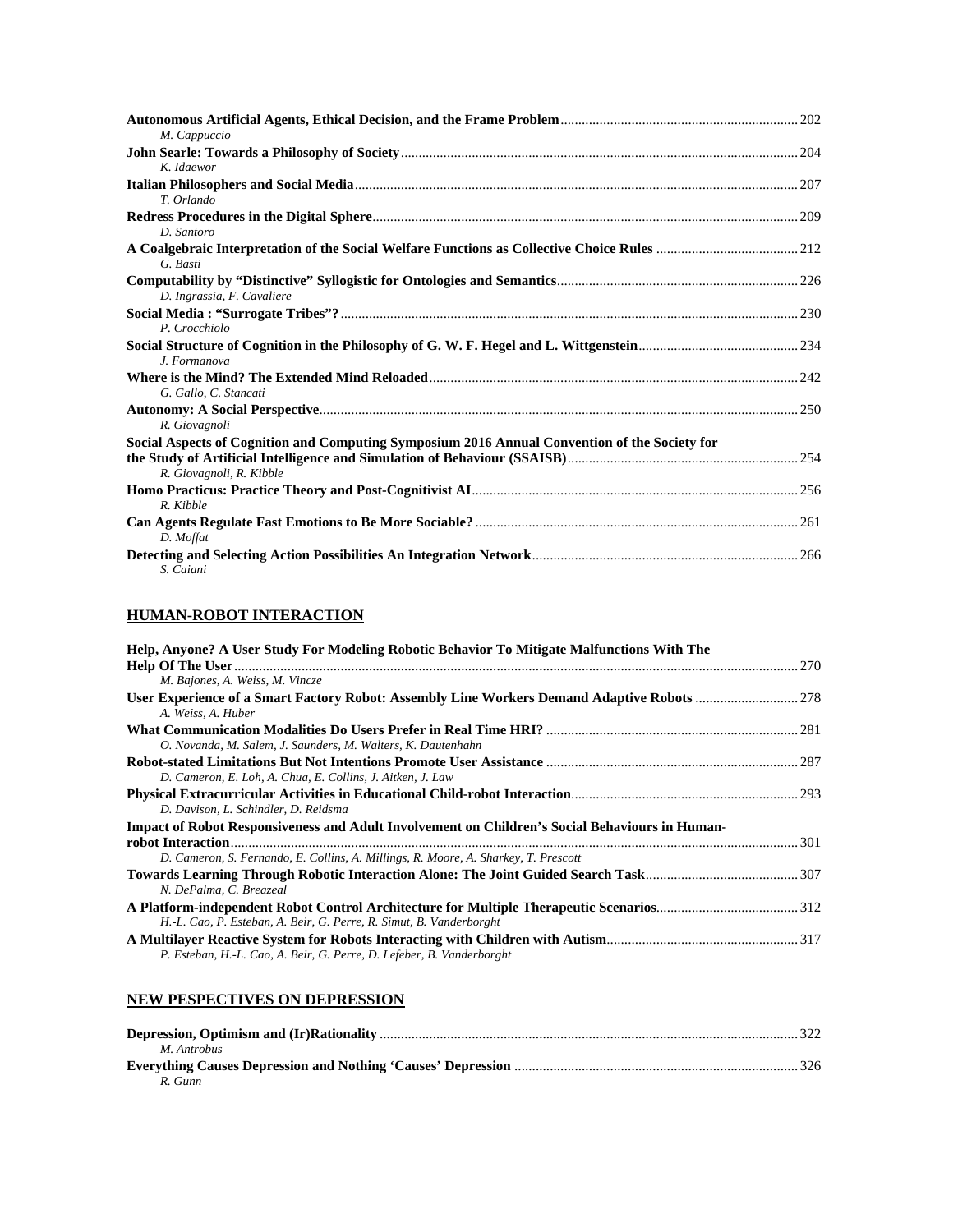**Autonomous Artificial Agents, Ethical Decision, and the Frame Problem** ... 202
*M. Cappuccio*

**John Searle: Towards a Philosophy of Society** ... 204
*K. Idaewor*

**Italian Philosophers and Social Media** ... 207
*T. Orlando*

**Redress Procedures in the Digital Sphere** ... 209
*D. Santoro*

**A Coalgebraic Interpretation of the Social Welfare Functions as Collective Choice Rules** ... 212
*G. Basti*

**Computability by "Distinctive" Syllogistic for Ontologies and Semantics** ... 226
*D. Ingrassia, F. Cavaliere*

**Social Media : "Surrogate Tribes"?** ... 230
*P. Crocchiolo*

**Social Structure of Cognition in the Philosophy of G. W. F. Hegel and L. Wittgenstein** ... 234
*J. Formanova*

**Where is the Mind? The Extended Mind Reloaded** ... 242
*G. Gallo, C. Stancati*

**Autonomy: A Social Perspective** ... 250
*R. Giovagnoli*

**Social Aspects of Cognition and Computing Symposium 2016 Annual Convention of the Society for the Study of Artificial Intelligence and Simulation of Behaviour (SSAISB)** ... 254
*R. Giovagnoli, R. Kibble*

**Homo Practicus: Practice Theory and Post-Cognitivist AI** ... 256
*R. Kibble*

**Can Agents Regulate Fast Emotions to Be More Sociable?** ... 261
*D. Moffat*

**Detecting and Selecting Action Possibilities An Integration Network** ... 266
*S. Caiani*

## HUMAN-ROBOT INTERACTION

**Help, Anyone? A User Study For Modeling Robotic Behavior To Mitigate Malfunctions With The Help Of The User** ... 270
*M. Bajones, A. Weiss, M. Vincze*

**User Experience of a Smart Factory Robot: Assembly Line Workers Demand Adaptive Robots** ... 278
*A. Weiss, A. Huber*

**What Communication Modalities Do Users Prefer in Real Time HRI?** ... 281
*O. Novanda, M. Salem, J. Saunders, M. Walters, K. Dautenhahn*

**Robot-stated Limitations But Not Intentions Promote User Assistance** ... 287
*D. Cameron, E. Loh, A. Chua, E. Collins, J. Aitken, J. Law*

**Physical Extracurricular Activities in Educational Child-robot Interaction** ... 293
*D. Davison, L. Schindler, D. Reidsma*

**Impact of Robot Responsiveness and Adult Involvement on Children's Social Behaviours in Human-robot Interaction** ... 301
*D. Cameron, S. Fernando, E. Collins, A. Millings, R. Moore, A. Sharkey, T. Prescott*

**Towards Learning Through Robotic Interaction Alone: The Joint Guided Search Task** ... 307
*N. DePalma, C. Breazeal*

**A Platform-independent Robot Control Architecture for Multiple Therapeutic Scenarios** ... 312
*H.-L. Cao, P. Esteban, A. Beir, G. Perre, R. Simut, B. Vanderborght*

**A Multilayer Reactive System for Robots Interacting with Children with Autism** ... 317
*P. Esteban, H.-L. Cao, A. Beir, G. Perre, D. Lefeber, B. Vanderborght*

## NEW PESPECTIVES ON DEPRESSION

**Depression, Optimism and (Ir)Rationality** ... 322
*M. Antrobus*

**Everything Causes Depression and Nothing 'Causes' Depression** ... 326
*R. Gunn*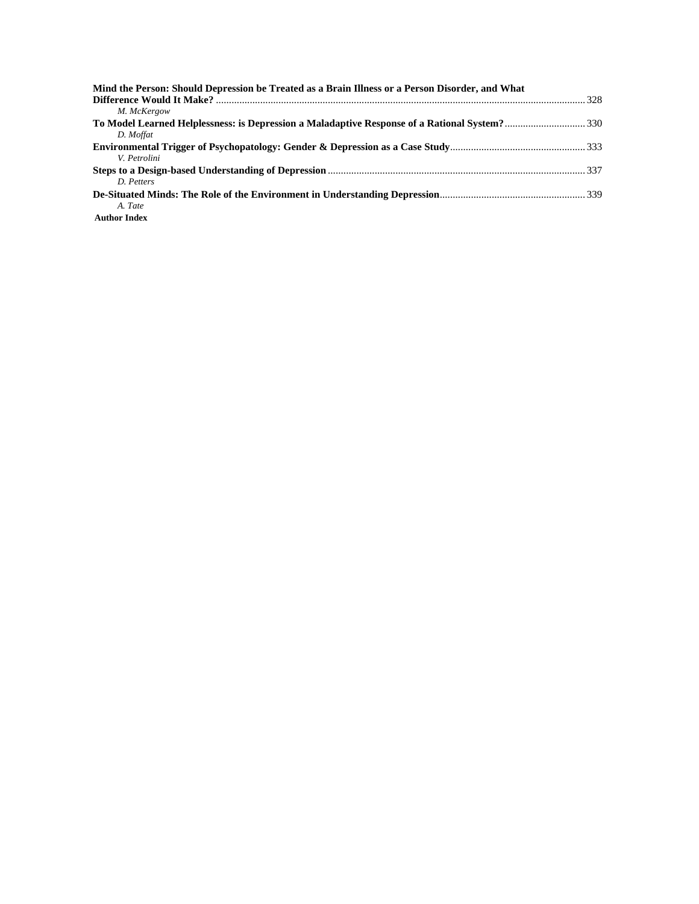**Mind the Person: Should Depression be Treated as a Brain Illness or a Person Disorder, and What Difference Would It Make?** ............................................................................................................................................ 328
*M. McKergow*

**To Model Learned Helplessness: is Depression a Maladaptive Response of a Rational System?** .............................. 330
*D. Moffat*

**Environmental Trigger of Psychopatology: Gender & Depression as a Case Study** .................................................... 333
*V. Petrolini*

**Steps to a Design-based Understanding of Depression** .................................................................................................. 337
*D. Petters*

**De-Situated Minds: The Role of the Environment in Understanding Depression** ....................................................... 339
*A. Tate*

**Author Index**